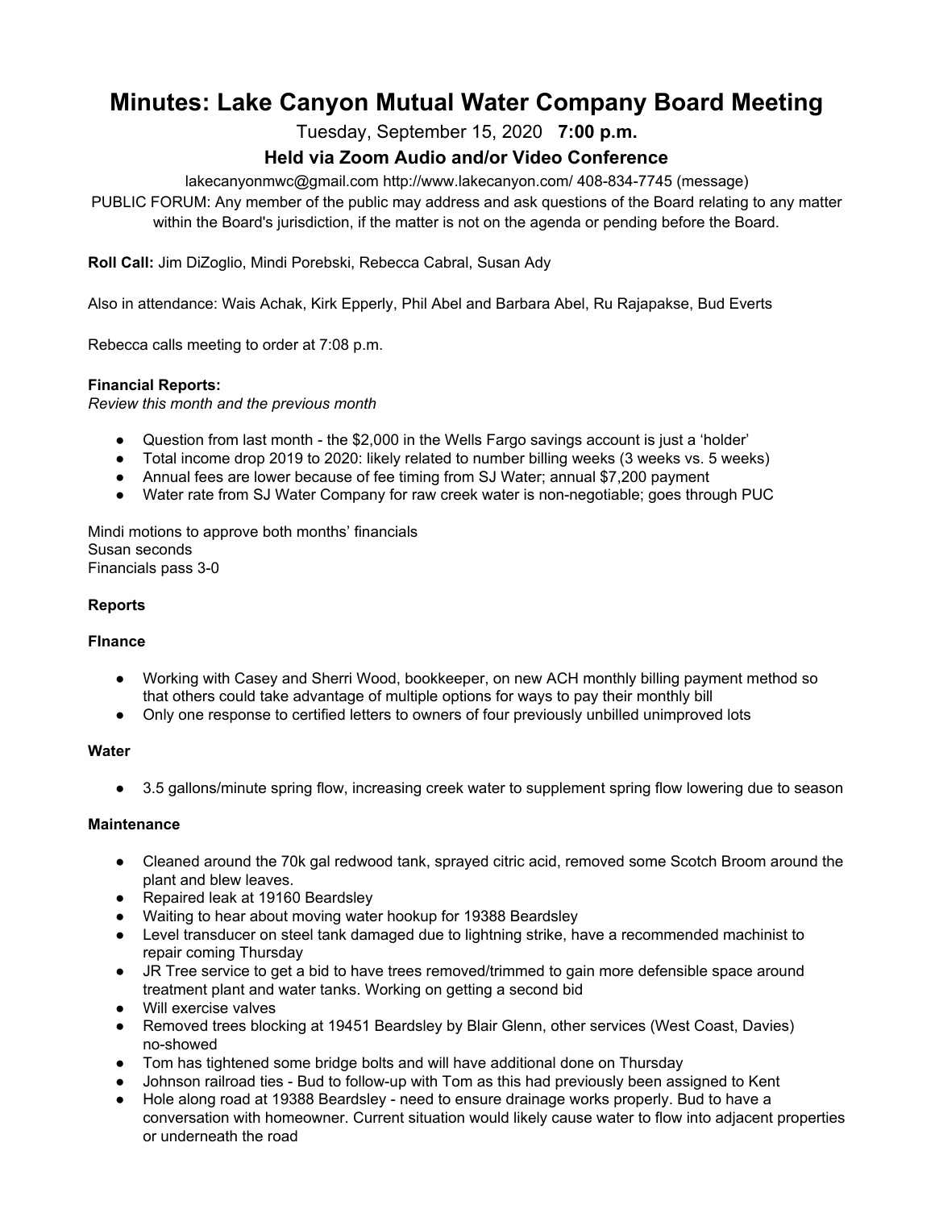# Minutes: Lake Canyon Mutual Water Company Board Meeting

Tuesday, September 15, 2020 **7:00 p.m.**

## Held via Zoom Audio and/or Video Conference

lakecanyonmwc@gmail.com http://www.lakecanyon.com/ 408-834-7745 (message)

PUBLIC FORUM: Any member of the public may address and ask questions of the Board relating to any matter within the Board's jurisdiction, if the matter is not on the agenda or pending before the Board.

**Roll Call:** Jim DiZoglio, Mindi Porebski, Rebecca Cabral, Susan Ady

Also in attendance: Wais Achak, Kirk Epperly, Phil Abel and Barbara Abel, Ru Rajapakse, Bud Everts

Rebecca calls meeting to order at 7:08 p.m.

**Financial Reports:**

*Review this month and the previous month*

- Question from last month - the $2,000 in the Wells Fargo savings account is just a 'holder'
- Total income drop 2019 to 2020: likely related to number billing weeks (3 weeks vs. 5 weeks)
- Annual fees are lower because of fee timing from SJ Water; annual $7,200 payment
- Water rate from SJ Water Company for raw creek water is non-negotiable; goes through PUC

Mindi motions to approve both months' financials
Susan seconds
Financials pass 3-0

**Reports**

**FInance**

- Working with Casey and Sherri Wood, bookkeeper, on new ACH monthly billing payment method so that others could take advantage of multiple options for ways to pay their monthly bill
- Only one response to certified letters to owners of four previously unbilled unimproved lots

**Water**

- 3.5 gallons/minute spring flow, increasing creek water to supplement spring flow lowering due to season

**Maintenance**

- Cleaned around the 70k gal redwood tank, sprayed citric acid, removed some Scotch Broom around the plant and blew leaves.
- Repaired leak at 19160 Beardsley
- Waiting to hear about moving water hookup for 19388 Beardsley
- Level transducer on steel tank damaged due to lightning strike, have a recommended machinist to repair coming Thursday
- JR Tree service to get a bid to have trees removed/trimmed to gain more defensible space around treatment plant and water tanks. Working on getting a second bid
- Will exercise valves
- Removed trees blocking at 19451 Beardsley by Blair Glenn, other services (West Coast, Davies) no-showed
- Tom has tightened some bridge bolts and will have additional done on Thursday
- Johnson railroad ties - Bud to follow-up with Tom as this had previously been assigned to Kent
- Hole along road at 19388 Beardsley - need to ensure drainage works properly. Bud to have a conversation with homeowner. Current situation would likely cause water to flow into adjacent properties or underneath the road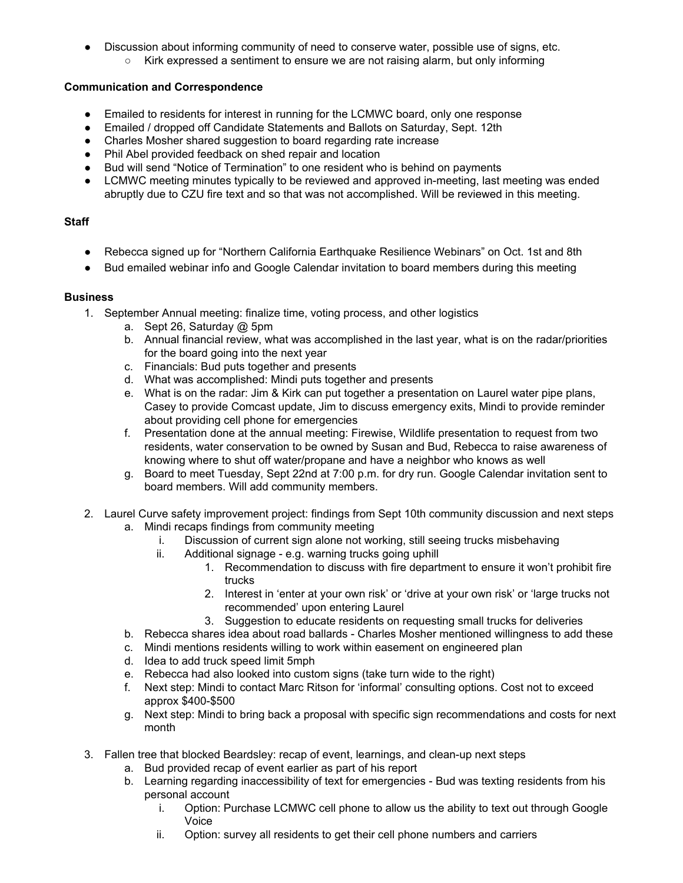- Discussion about informing community of need to conserve water, possible use of signs, etc.
  - Kirk expressed a sentiment to ensure we are not raising alarm, but only informing

**Communication and Correspondence**

- Emailed to residents for interest in running for the LCMWC board, only one response
- Emailed / dropped off Candidate Statements and Ballots on Saturday, Sept. 12th
- Charles Mosher shared suggestion to board regarding rate increase
- Phil Abel provided feedback on shed repair and location
- Bud will send "Notice of Termination" to one resident who is behind on payments
- LCMWC meeting minutes typically to be reviewed and approved in-meeting, last meeting was ended abruptly due to CZU fire text and so that was not accomplished. Will be reviewed in this meeting.

**Staff**

- Rebecca signed up for "Northern California Earthquake Resilience Webinars" on Oct. 1st and 8th
- Bud emailed webinar info and Google Calendar invitation to board members during this meeting

**Business**

1. September Annual meeting: finalize time, voting process, and other logistics
   a. Sept 26, Saturday @ 5pm
   b. Annual financial review, what was accomplished in the last year, what is on the radar/priorities for the board going into the next year
   c. Financials: Bud puts together and presents
   d. What was accomplished: Mindi puts together and presents
   e. What is on the radar: Jim & Kirk can put together a presentation on Laurel water pipe plans, Casey to provide Comcast update, Jim to discuss emergency exits, Mindi to provide reminder about providing cell phone for emergencies
   f. Presentation done at the annual meeting: Firewise, Wildlife presentation to request from two residents, water conservation to be owned by Susan and Bud, Rebecca to raise awareness of knowing where to shut off water/propane and have a neighbor who knows as well
   g. Board to meet Tuesday, Sept 22nd at 7:00 p.m. for dry run. Google Calendar invitation sent to board members. Will add community members.

2. Laurel Curve safety improvement project: findings from Sept 10th community discussion and next steps
   a. Mindi recaps findings from community meeting
      i. Discussion of current sign alone not working, still seeing trucks misbehaving
      ii. Additional signage - e.g. warning trucks going uphill
         1. Recommendation to discuss with fire department to ensure it won't prohibit fire trucks
         2. Interest in 'enter at your own risk' or 'drive at your own risk' or 'large trucks not recommended' upon entering Laurel
         3. Suggestion to educate residents on requesting small trucks for deliveries
   b. Rebecca shares idea about road ballards - Charles Mosher mentioned willingness to add these
   c. Mindi mentions residents willing to work within easement on engineered plan
   d. Idea to add truck speed limit 5mph
   e. Rebecca had also looked into custom signs (take turn wide to the right)
   f. Next step: Mindi to contact Marc Ritson for 'informal' consulting options. Cost not to exceed approx $400-$500
   g. Next step: Mindi to bring back a proposal with specific sign recommendations and costs for next month

3. Fallen tree that blocked Beardsley: recap of event, learnings, and clean-up next steps
   a. Bud provided recap of event earlier as part of his report
   b. Learning regarding inaccessibility of text for emergencies - Bud was texting residents from his personal account
      i. Option: Purchase LCMWC cell phone to allow us the ability to text out through Google Voice
      ii. Option: survey all residents to get their cell phone numbers and carriers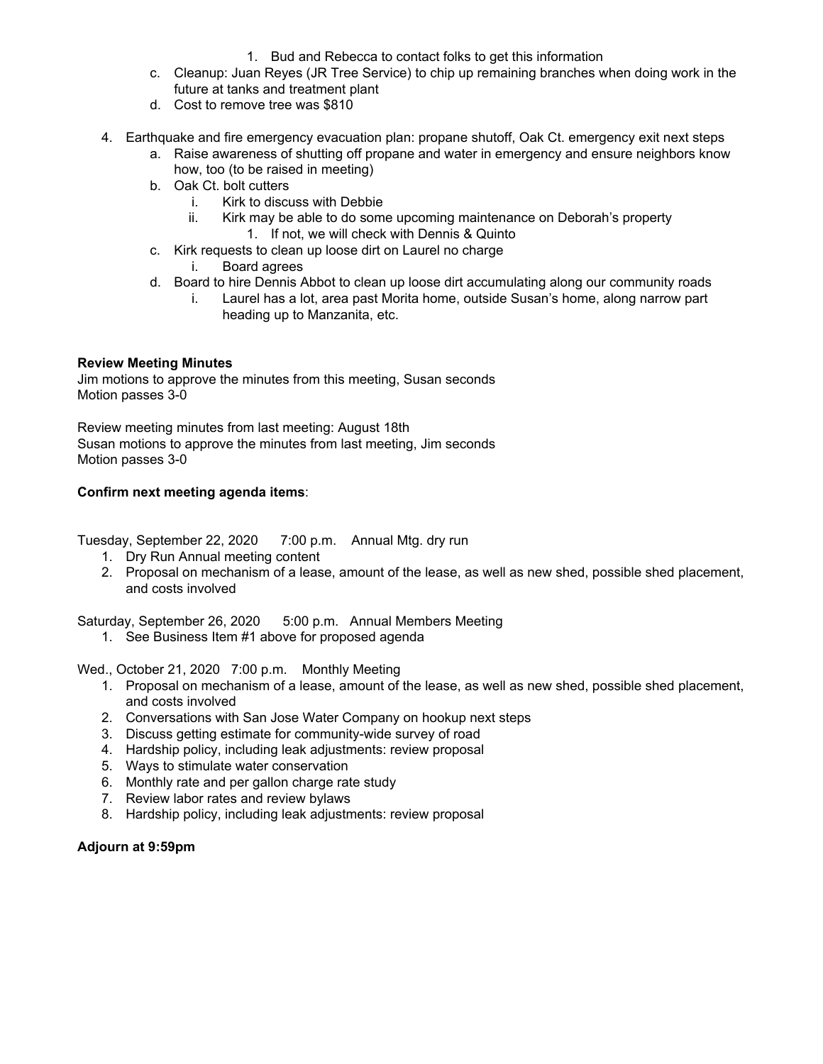1. Bud and Rebecca to contact folks to get this information

c. Cleanup: Juan Reyes (JR Tree Service) to chip up remaining branches when doing work in the future at tanks and treatment plant

d. Cost to remove tree was $810

4. Earthquake and fire emergency evacuation plan: propane shutoff, Oak Ct. emergency exit next steps
   a. Raise awareness of shutting off propane and water in emergency and ensure neighbors know how, too (to be raised in meeting)
   b. Oak Ct. bolt cutters
      i. Kirk to discuss with Debbie
      ii. Kirk may be able to do some upcoming maintenance on Deborah's property
         1. If not, we will check with Dennis & Quinto
   c. Kirk requests to clean up loose dirt on Laurel no charge
      i. Board agrees
   d. Board to hire Dennis Abbot to clean up loose dirt accumulating along our community roads
      i. Laurel has a lot, area past Morita home, outside Susan's home, along narrow part heading up to Manzanita, etc.

**Review Meeting Minutes**

Jim motions to approve the minutes from this meeting, Susan seconds
Motion passes 3-0

Review meeting minutes from last meeting: August 18th
Susan motions to approve the minutes from last meeting, Jim seconds
Motion passes 3-0

**Confirm next meeting agenda items**:

Tuesday, September 22, 2020 7:00 p.m. Annual Mtg. dry run

1. Dry Run Annual meeting content
2. Proposal on mechanism of a lease, amount of the lease, as well as new shed, possible shed placement, and costs involved

Saturday, September 26, 2020 5:00 p.m. Annual Members Meeting

1. See Business Item #1 above for proposed agenda

Wed., October 21, 2020 7:00 p.m. Monthly Meeting

1. Proposal on mechanism of a lease, amount of the lease, as well as new shed, possible shed placement, and costs involved
2. Conversations with San Jose Water Company on hookup next steps
3. Discuss getting estimate for community-wide survey of road
4. Hardship policy, including leak adjustments: review proposal
5. Ways to stimulate water conservation
6. Monthly rate and per gallon charge rate study
7. Review labor rates and review bylaws
8. Hardship policy, including leak adjustments: review proposal

**Adjourn at 9:59pm**